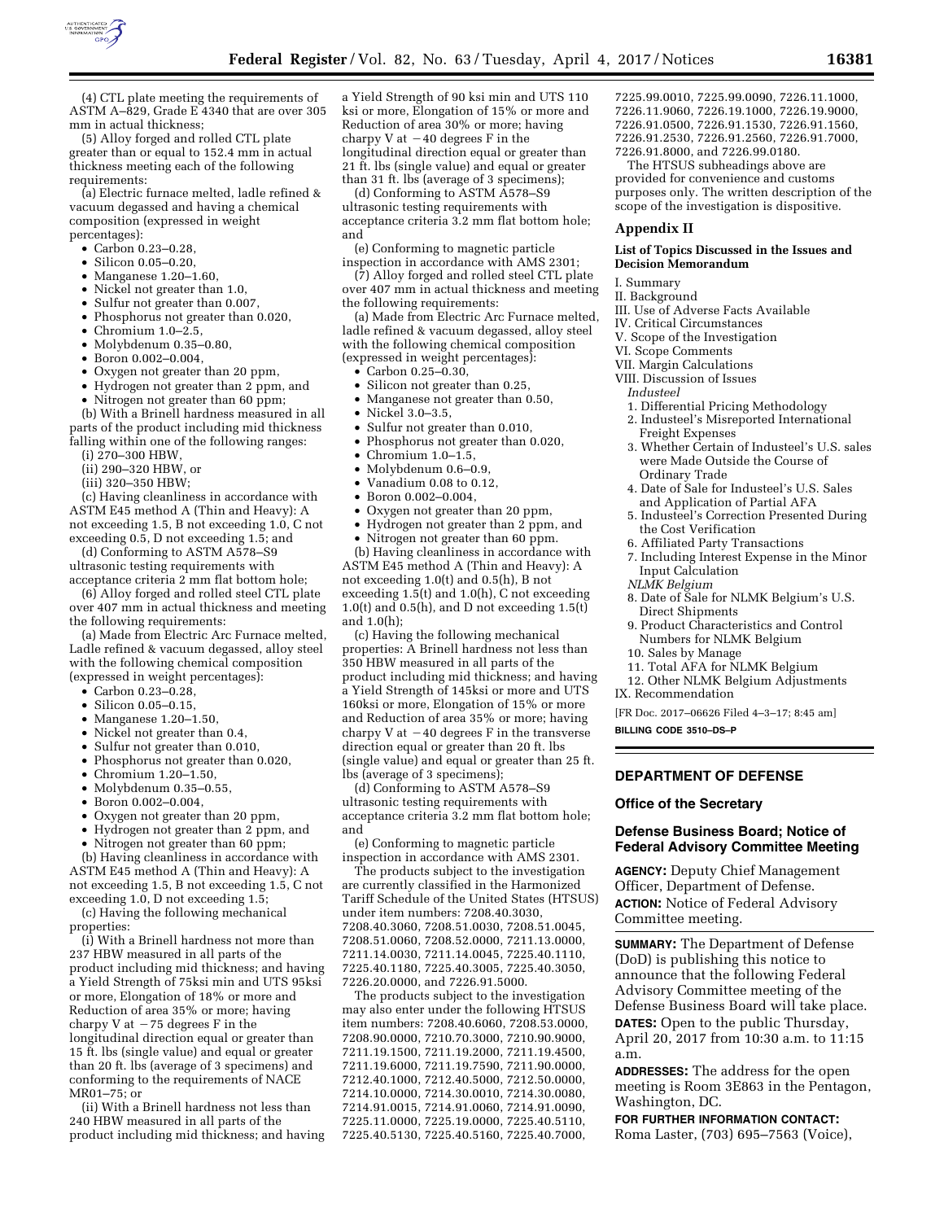(4) CTL plate meeting the requirements of ASTM A–829, Grade E 4340 that are over 305 mm in actual thickness;

(5) Alloy forged and rolled CTL plate greater than or equal to 152.4 mm in actual thickness meeting each of the following requirements:

(a) Electric furnace melted, ladle refined & vacuum degassed and having a chemical composition (expressed in weight percentages):

- Carbon 0.23–0.28,
- Silicon 0.05–0.20,
- Manganese 1.20–1.60,
- Nickel not greater than 1.0,
- Sulfur not greater than 0.007,
- Phosphorus not greater than 0.020,
- Chromium 1.0–2.5,
- Molybdenum 0.35–0.80,
- Boron 0.002–0.004,
- Oxygen not greater than 20 ppm,
- Hydrogen not greater than 2 ppm, and
- Nitrogen not greater than 60 ppm;

(b) With a Brinell hardness measured in all parts of the product including mid thickness falling within one of the following ranges:

(i) 270–300 HBW,

(ii) 290–320 HBW, or

(iii) 320–350 HBW;

(c) Having cleanliness in accordance with ASTM E45 method A (Thin and Heavy): A not exceeding 1.5, B not exceeding 1.0, C not exceeding 0.5, D not exceeding 1.5; and

(d) Conforming to ASTM A578–S9 ultrasonic testing requirements with acceptance criteria 2 mm flat bottom hole;

(6) Alloy forged and rolled steel CTL plate over 407 mm in actual thickness and meeting the following requirements:

(a) Made from Electric Arc Furnace melted, Ladle refined & vacuum degassed, alloy steel with the following chemical composition (expressed in weight percentages):

- Carbon 0.23–0.28,
- Silicon 0.05–0.15,
- Manganese 1.20–1.50,
- Nickel not greater than 0.4,
- Sulfur not greater than 0.010,
- Phosphorus not greater than 0.020,
- Chromium 1.20–1.50,
- Molybdenum 0.35–0.55,
- Boron 0.002–0.004,
- Oxygen not greater than 20 ppm,
- Hydrogen not greater than 2 ppm, and
- Nitrogen not greater than 60 ppm;

(b) Having cleanliness in accordance with ASTM E45 method A (Thin and Heavy): A not exceeding 1.5, B not exceeding 1.5, C not exceeding 1.0, D not exceeding 1.5;

(c) Having the following mechanical properties:

(i) With a Brinell hardness not more than 237 HBW measured in all parts of the product including mid thickness; and having a Yield Strength of 75ksi min and UTS 95ksi or more, Elongation of 18% or more and Reduction of area 35% or more; having charpy V at −75 degrees F in the longitudinal direction equal or greater than 15 ft. lbs (single value) and equal or greater than 20 ft. lbs (average of 3 specimens) and conforming to the requirements of NACE MR01–75; or

(ii) With a Brinell hardness not less than 240 HBW measured in all parts of the product including mid thickness; and having a Yield Strength of 90 ksi min and UTS 110 ksi or more, Elongation of 15% or more and Reduction of area 30% or more; having charpy V at −40 degrees F in the longitudinal direction equal or greater than 21 ft. lbs (single value) and equal or greater than 31 ft. lbs (average of 3 specimens);

(d) Conforming to ASTM A578–S9 ultrasonic testing requirements with acceptance criteria 3.2 mm flat bottom hole; and

(e) Conforming to magnetic particle inspection in accordance with AMS 2301;

(7) Alloy forged and rolled steel CTL plate over 407 mm in actual thickness and meeting the following requirements:

(a) Made from Electric Arc Furnace melted, ladle refined & vacuum degassed, alloy steel with the following chemical composition (expressed in weight percentages):

- Carbon 0.25–0.30,
- Silicon not greater than 0.25,
- Manganese not greater than 0.50,
- Nickel 3.0–3.5,
- Sulfur not greater than 0.010,
- Phosphorus not greater than 0.020,
- Chromium 1.0–1.5,
- Molybdenum 0.6–0.9,
- Vanadium 0.08 to 0.12,
- Boron 0.002–0.004,
- Oxygen not greater than 20 ppm,
- Hydrogen not greater than 2 ppm, and
- Nitrogen not greater than 60 ppm.

(b) Having cleanliness in accordance with ASTM E45 method A (Thin and Heavy): A not exceeding 1.0(t) and 0.5(h), B not exceeding 1.5(t) and 1.0(h), C not exceeding 1.0(t) and 0.5(h), and D not exceeding 1.5(t) and 1.0(h);

(c) Having the following mechanical properties: A Brinell hardness not less than 350 HBW measured in all parts of the product including mid thickness; and having a Yield Strength of 145ksi or more and UTS 160ksi or more, Elongation of 15% or more and Reduction of area 35% or more; having charpy V at −40 degrees F in the transverse direction equal or greater than 20 ft. lbs (single value) and equal or greater than 25 ft. lbs (average of 3 specimens);

(d) Conforming to ASTM A578–S9 ultrasonic testing requirements with acceptance criteria 3.2 mm flat bottom hole; and

(e) Conforming to magnetic particle inspection in accordance with AMS 2301.

The products subject to the investigation are currently classified in the Harmonized Tariff Schedule of the United States (HTSUS) under item numbers: 7208.40.3030, 7208.40.3060, 7208.51.0030, 7208.51.0045, 7208.51.0060, 7208.52.0000, 7211.13.0000, 7211.14.0030, 7211.14.0045, 7225.40.1110, 7225.40.1180, 7225.40.3005, 7225.40.3050, 7226.20.0000, and 7226.91.5000.

The products subject to the investigation may also enter under the following HTSUS item numbers: 7208.40.6060, 7208.53.0000, 7208.90.0000, 7210.70.3000, 7210.90.9000, 7211.19.1500, 7211.19.2000, 7211.19.4500, 7211.19.6000, 7211.19.7590, 7211.90.0000, 7212.40.1000, 7212.40.5000, 7212.50.0000, 7214.10.0000, 7214.30.0010, 7214.30.0080, 7214.91.0015, 7214.91.0060, 7214.91.0090, 7225.11.0000, 7225.19.0000, 7225.40.5110, 7225.40.5130, 7225.40.5160, 7225.40.7000, 7225.99.0010, 7225.99.0090, 7226.11.1000, 7226.11.9060, 7226.19.1000, 7226.19.9000, 7226.91.0500, 7226.91.1530, 7226.91.1560, 7226.91.2530, 7226.91.2560, 7226.91.7000, 7226.91.8000, and 7226.99.0180.

The HTSUS subheadings above are provided for convenience and customs purposes only. The written description of the scope of the investigation is dispositive.

## Appendix II

### List of Topics Discussed in the Issues and Decision Memorandum

I. Summary
II. Background
III. Use of Adverse Facts Available
IV. Critical Circumstances
V. Scope of the Investigation
VI. Scope Comments
VII. Margin Calculations
VIII. Discussion of Issues

*Industeel*

1. Differential Pricing Methodology
2. Industeel's Misreported International Freight Expenses
3. Whether Certain of Industeel's U.S. sales were Made Outside the Course of Ordinary Trade
4. Date of Sale for Industeel's U.S. Sales and Application of Partial AFA
5. Industeel's Correction Presented During the Cost Verification
6. Affiliated Party Transactions
7. Including Interest Expense in the Minor Input Calculation

*NLMK Belgium*

8. Date of Sale for NLMK Belgium's U.S. Direct Shipments
9. Product Characteristics and Control Numbers for NLMK Belgium
10. Sales by Manage
11. Total AFA for NLMK Belgium
12. Other NLMK Belgium Adjustments

IX. Recommendation

[FR Doc. 2017–06626 Filed 4–3–17; 8:45 am]

**BILLING CODE 3510–DS–P**

## DEPARTMENT OF DEFENSE

### Office of the Secretary

### Defense Business Board; Notice of Federal Advisory Committee Meeting

**AGENCY:** Deputy Chief Management Officer, Department of Defense.

**ACTION:** Notice of Federal Advisory Committee meeting.

**SUMMARY:** The Department of Defense (DoD) is publishing this notice to announce that the following Federal Advisory Committee meeting of the Defense Business Board will take place.

**DATES:** Open to the public Thursday, April 20, 2017 from 10:30 a.m. to 11:15 a.m.

**ADDRESSES:** The address for the open meeting is Room 3E863 in the Pentagon, Washington, DC.

**FOR FURTHER INFORMATION CONTACT:** Roma Laster, (703) 695–7563 (Voice),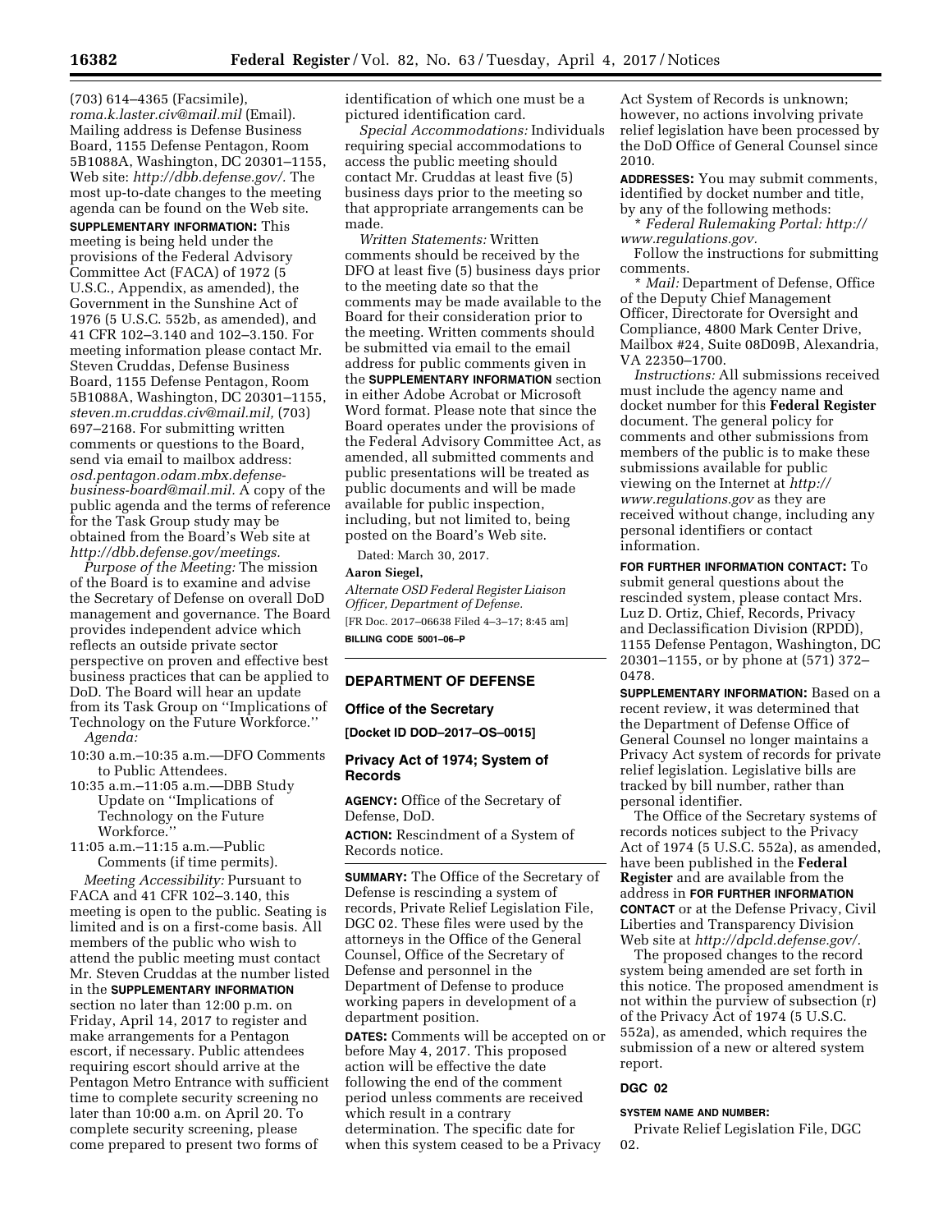(703) 614–4365 (Facsimile), *roma.k.laster.civ@mail.mil* (Email). Mailing address is Defense Business Board, 1155 Defense Pentagon, Room 5B1088A, Washington, DC 20301–1155, Web site: *http://dbb.defense.gov/.* The most up-to-date changes to the meeting agenda can be found on the Web site.

**SUPPLEMENTARY INFORMATION:** This meeting is being held under the provisions of the Federal Advisory Committee Act (FACA) of 1972 (5 U.S.C., Appendix, as amended), the Government in the Sunshine Act of 1976 (5 U.S.C. 552b, as amended), and 41 CFR 102–3.140 and 102–3.150. For meeting information please contact Mr. Steven Cruddas, Defense Business Board, 1155 Defense Pentagon, Room 5B1088A, Washington, DC 20301–1155, *steven.m.cruddas.civ@mail.mil,* (703) 697–2168. For submitting written comments or questions to the Board, send via email to mailbox address: *osd.pentagon.odam.mbx.defense-business-board@mail.mil.* A copy of the public agenda and the terms of reference for the Task Group study may be obtained from the Board's Web site at *http://dbb.defense.gov/meetings.*

*Purpose of the Meeting:* The mission of the Board is to examine and advise the Secretary of Defense on overall DoD management and governance. The Board provides independent advice which reflects an outside private sector perspective on proven and effective best business practices that can be applied to DoD. The Board will hear an update from its Task Group on ''Implications of Technology on the Future Workforce.''

*Agenda:*

10:30 a.m.–10:35 a.m.—DFO Comments to Public Attendees.
10:35 a.m.–11:05 a.m.—DBB Study Update on ''Implications of Technology on the Future Workforce.''
11:05 a.m.–11:15 a.m.—Public Comments (if time permits).

*Meeting Accessibility:* Pursuant to FACA and 41 CFR 102–3.140, this meeting is open to the public. Seating is limited and is on a first-come basis. All members of the public who wish to attend the public meeting must contact Mr. Steven Cruddas at the number listed in the **SUPPLEMENTARY INFORMATION** section no later than 12:00 p.m. on Friday, April 14, 2017 to register and make arrangements for a Pentagon escort, if necessary. Public attendees requiring escort should arrive at the Pentagon Metro Entrance with sufficient time to complete security screening no later than 10:00 a.m. on April 20. To complete security screening, please come prepared to present two forms of identification of which one must be a pictured identification card.

*Special Accommodations:* Individuals requiring special accommodations to access the public meeting should contact Mr. Cruddas at least five (5) business days prior to the meeting so that appropriate arrangements can be made.

*Written Statements:* Written comments should be received by the DFO at least five (5) business days prior to the meeting date so that the comments may be made available to the Board for their consideration prior to the meeting. Written comments should be submitted via email to the email address for public comments given in the **SUPPLEMENTARY INFORMATION** section in either Adobe Acrobat or Microsoft Word format. Please note that since the Board operates under the provisions of the Federal Advisory Committee Act, as amended, all submitted comments and public presentations will be treated as public documents and will be made available for public inspection, including, but not limited to, being posted on the Board's Web site.

Dated: March 30, 2017.

**Aaron Siegel,**

*Alternate OSD Federal Register Liaison Officer, Department of Defense.*

[FR Doc. 2017–06638 Filed 4–3–17; 8:45 am]

**BILLING CODE 5001–06–P**

---

## DEPARTMENT OF DEFENSE

### Office of the Secretary

**[Docket ID DOD–2017–OS–0015]**

### Privacy Act of 1974; System of Records

**AGENCY:** Office of the Secretary of Defense, DoD.

**ACTION:** Rescindment of a System of Records notice.

**SUMMARY:** The Office of the Secretary of Defense is rescinding a system of records, Private Relief Legislation File, DGC 02. These files were used by the attorneys in the Office of the General Counsel, Office of the Secretary of Defense and personnel in the Department of Defense to produce working papers in development of a department position.

**DATES:** Comments will be accepted on or before May 4, 2017. This proposed action will be effective the date following the end of the comment period unless comments are received which result in a contrary determination. The specific date for when this system ceased to be a Privacy Act System of Records is unknown; however, no actions involving private relief legislation have been processed by the DoD Office of General Counsel since 2010.

**ADDRESSES:** You may submit comments, identified by docket number and title, by any of the following methods:

* *Federal Rulemaking Portal: http://www.regulations.gov.*

Follow the instructions for submitting comments.

* *Mail:* Department of Defense, Office of the Deputy Chief Management Officer, Directorate for Oversight and Compliance, 4800 Mark Center Drive, Mailbox #24, Suite 08D09B, Alexandria, VA 22350–1700.

*Instructions:* All submissions received must include the agency name and docket number for this **Federal Register** document. The general policy for comments and other submissions from members of the public is to make these submissions available for public viewing on the Internet at *http://www.regulations.gov* as they are received without change, including any personal identifiers or contact information.

**FOR FURTHER INFORMATION CONTACT:** To submit general questions about the rescinded system, please contact Mrs. Luz D. Ortiz, Chief, Records, Privacy and Declassification Division (RPDD), 1155 Defense Pentagon, Washington, DC 20301–1155, or by phone at (571) 372–0478.

**SUPPLEMENTARY INFORMATION:** Based on a recent review, it was determined that the Department of Defense Office of General Counsel no longer maintains a Privacy Act system of records for private relief legislation. Legislative bills are tracked by bill number, rather than personal identifier.

The Office of the Secretary systems of records notices subject to the Privacy Act of 1974 (5 U.S.C. 552a), as amended, have been published in the **Federal Register** and are available from the address in **FOR FURTHER INFORMATION CONTACT** or at the Defense Privacy, Civil Liberties and Transparency Division Web site at *http://dpcld.defense.gov/.*

The proposed changes to the record system being amended are set forth in this notice. The proposed amendment is not within the purview of subsection (r) of the Privacy Act of 1974 (5 U.S.C. 552a), as amended, which requires the submission of a new or altered system report.

#### DGC 02

**SYSTEM NAME AND NUMBER:**

Private Relief Legislation File, DGC 02.